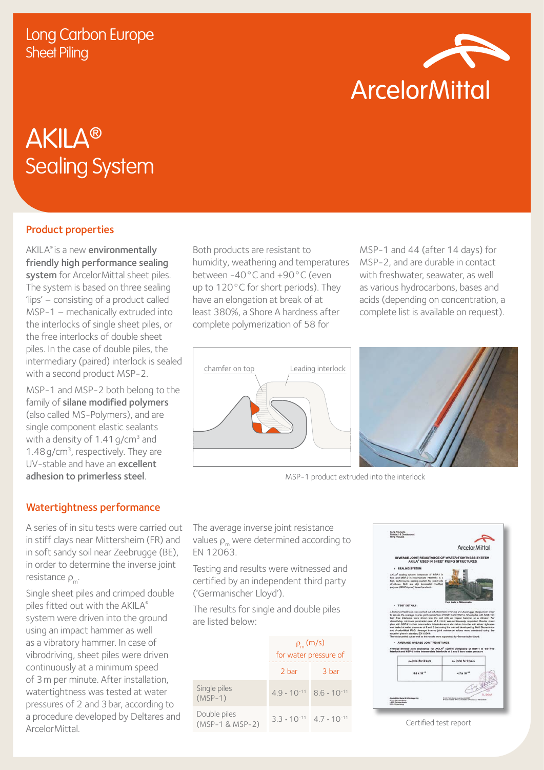Long Carbon Europe
Sheet Piling

# AKILA®
# Sealing System

## Product properties

AKILA® is a new **environmentally friendly high performance sealing system** for ArcelorMittal sheet piles. The system is based on three sealing 'lips' – consisting of a product called MSP-1 – mechanically extruded into the interlocks of single sheet piles, or the free interlocks of double sheet piles. In the case of double piles, the intermediary (paired) interlock is sealed with a second product MSP-2.

MSP-1 and MSP-2 both belong to the family of **silane modified polymers** (also called MS-Polymers), and are single component elastic sealants with a density of 1.41 g/cm³ and 1.48 g/cm³, respectively. They are UV-stable and have an **excellent adhesion to primerless steel**.

Both products are resistant to humidity, weathering and temperatures between -40 °C and +90 °C (even up to 120 °C for short periods). They have an elongation at break of at least 380%, a Shore A hardness after complete polymerization of 58 for MSP-1 and 44 (after 14 days) for MSP-2, and are durable in contact with freshwater, seawater, as well as various hydrocarbons, bases and acids (depending on concentration, a complete list is available on request).

chamfer on top — Leading interlock

MSP-1 product extruded into the interlock

## Watertightness performance

A series of in situ tests were carried out in stiff clays near Mittersheim (FR) and in soft sandy soil near Zeebrugge (BE), in order to determine the inverse joint resistance $\rho_m$.

Single sheet piles and crimped double piles fitted out with the AKILA® system were driven into the ground using an impact hammer as well as a vibratory hammer. In case of vibrodriving, sheet piles were driven continuously at a minimum speed of 3 m per minute. After installation, watertightness was tested at water pressures of 2 and 3 bar, according to a procedure developed by Deltares and ArcelorMittal.

The average inverse joint resistance values $\rho_m$ were determined according to EN 12063.

Testing and results were witnessed and certified by an independent third party ('Germanischer Lloyd').

The results for single and double piles are listed below:

| | $\rho_m$ (m/s) for water pressure of | |
|---|---|---|
| | 2 bar | 3 bar |
| Single piles (MSP-1) | $4.9 \cdot 10^{-11}$ | $8.6 \cdot 10^{-11}$ |
| Double piles (MSP-1 & MSP-2) | $3.3 \cdot 10^{-11}$ | $4.7 \cdot 10^{-11}$ |

Certified test report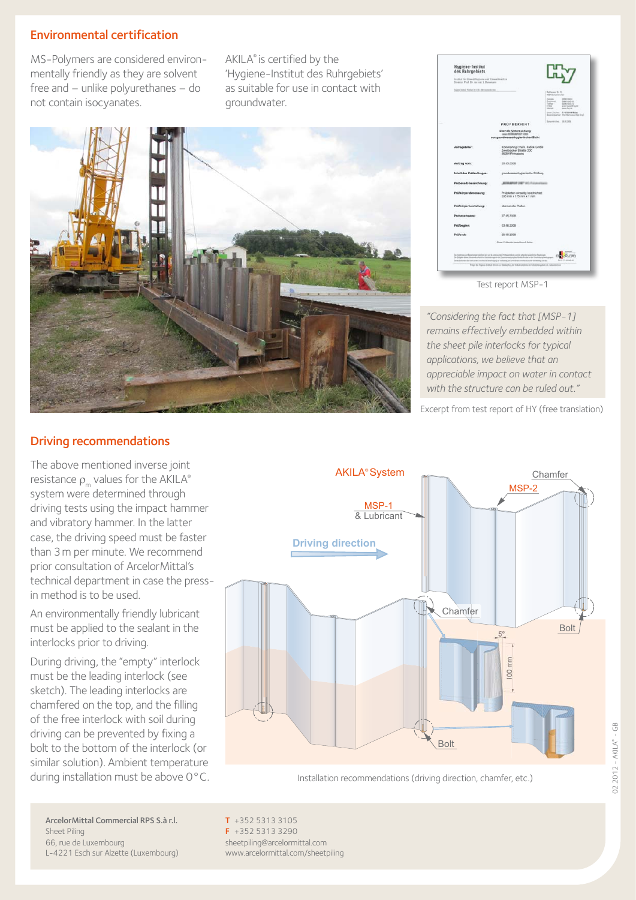## Environmental certification

MS-Polymers are considered environmentally friendly as they are solvent free and – unlike polyurethanes – do not contain isocyanates.

AKILA® is certified by the 'Hygiene-Institut des Ruhrgebiets' as suitable for use in contact with groundwater.

Test report MSP-1

*"Considering the fact that [MSP-1] remains effectively embedded within the sheet pile interlocks for typical applications, we believe that an appreciable impact on water in contact with the structure can be ruled out."*

Excerpt from test report of HY (free translation)

## Driving recommendations

The above mentioned inverse joint resistance $\rho_m$ values for the AKILA® system were determined through driving tests using the impact hammer and vibratory hammer. In the latter case, the driving speed must be faster than 3 m per minute. We recommend prior consultation of ArcelorMittal's technical department in case the press-in method is to be used.

An environmentally friendly lubricant must be applied to the sealant in the interlocks prior to driving.

During driving, the "empty" interlock must be the leading interlock (see sketch). The leading interlocks are chamfered on the top, and the filling of the free interlock with soil during driving can be prevented by fixing a bolt to the bottom of the interlock (or similar solution). Ambient temperature during installation must be above 0 °C.

AKILA® System
Chamfer
MSP-2
MSP-1
& Lubricant
Driving direction
Chamfer
Bolt
5°
100 mm
Bolt

Installation recommendations (driving direction, chamfer, etc.)

**ArcelorMittal Commercial RPS S.à r.l.**
Sheet Piling
66, rue de Luxembourg
L-4221 Esch sur Alzette (Luxembourg)

**T** +352 5313 3105
**F** +352 5313 3290
sheetpiling@arcelormittal.com
www.arcelormittal.com/sheetpiling

02.2012 - AKILA® - GB